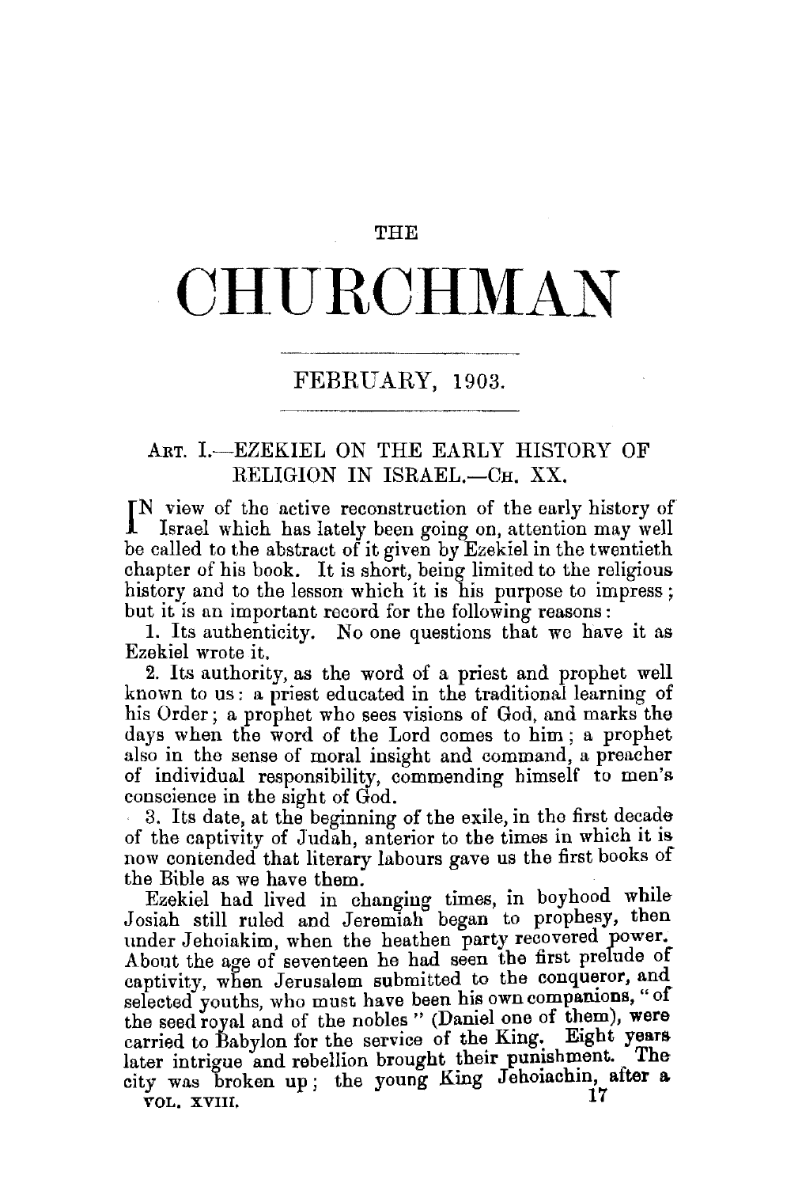# THE CHURCHMAN

## FEBRUARY, 1903.

### ART. I.—EZEKIEL ON THE EARLY HISTORY OF RELIGION IN ISRAEL.—CH. XX.

IN view of the active reconstruction of the early history of Israel which has lately been going on, attention may well be called to the abstract of it given by Ezekiel in the twentieth chapter of his book. It is short, being limited to the religious history and to the lesson which it is his purpose to impress; but it is an important record for the following reasons:

1. Its authenticity. No one questions that we have it as Ezekiel wrote it.
2. Its authority, as the word of a priest and prophet well known to us: a priest educated in the traditional learning of his Order; a prophet who sees visions of God, and marks the days when the word of the Lord comes to him; a prophet also in the sense of moral insight and command, a preacher of individual responsibility, commending himself to men's conscience in the sight of God.
3. Its date, at the beginning of the exile, in the first decade of the captivity of Judah, anterior to the times in which it is now contended that literary labours gave us the first books of the Bible as we have them.

Ezekiel had lived in changing times, in boyhood while Josiah still ruled and Jeremiah began to prophesy, then under Jehoiakim, when the heathen party recovered power. About the age of seventeen he had seen the first prelude of captivity, when Jerusalem submitted to the conqueror, and selected youths, who must have been his own companions, "of the seed royal and of the nobles" (Daniel one of them), were carried to Babylon for the service of the King. Eight years later intrigue and rebellion brought their punishment. The city was broken up; the young King Jehoiachin, after a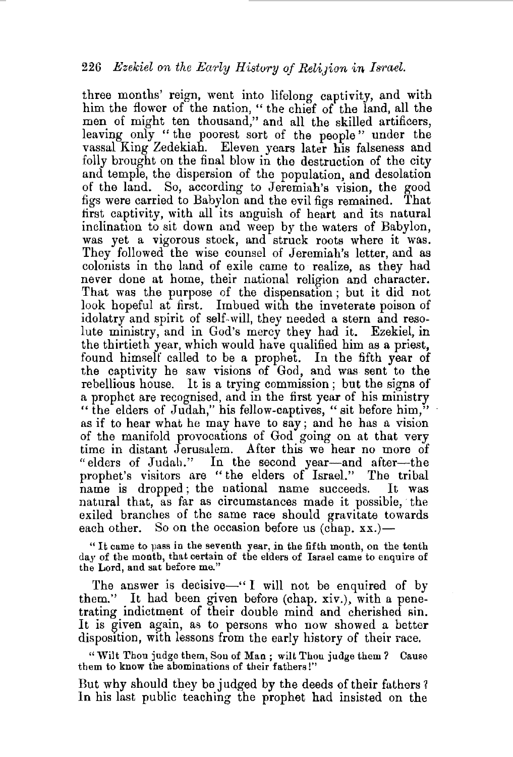three months' reign, went into lifelong captivity, and with him the flower of the nation, "the chief of the land, all the men of might ten thousand," and all the skilled artificers, leaving only "the poorest sort of the people" under the vassal King Zedekiah. Eleven years later his falseness and folly brought on the final blow in the destruction of the city and temple, the dispersion of the population, and desolation of the land. So, according to Jeremiah's vision, the good figs were carried to Babylon and the evil figs remained. That first captivity, with all its anguish of heart and its natural inclination to sit down and weep by the waters of Babylon, was yet a vigorous stock, and struck roots where it was. They followed the wise counsel of Jeremiah's letter, and as colonists in the land of exile came to realize, as they had never done at home, their national religion and character. That was the purpose of the dispensation; but it did not look hopeful at first. Imbued with the inveterate poison of idolatry and spirit of self-will, they needed a stern and resolute ministry, and in God's mercy they had it. Ezekiel, in the thirtieth year, which would have qualified him as a priest, found himself called to be a prophet. In the fifth year of the captivity he saw visions of God, and was sent to the rebellious house. It is a trying commission; but the signs of a prophet are recognised, and in the first year of his ministry "the elders of Judah," his fellow-captives, "sit before him," as if to hear what he may have to say; and he has a vision of the manifold provocations of God going on at that very time in distant Jerusalem. After this we hear no more of "elders of Judah." In the second year—and after—the prophet's visitors are "the elders of Israel." The tribal name is dropped; the national name succeeds. It was natural that, as far as circumstances made it possible, the exiled branches of the same race should gravitate towards each other. So on the occasion before us (chap. xx.)—

> "It came to pass in the seventh year, in the fifth month, on the tenth day of the month, that certain of the elders of Israel came to enquire of the Lord, and sat before me."

The answer is decisive—"I will not be enquired of by them." It had been given before (chap. xiv.), with a penetrating indictment of their double mind and cherished sin. It is given again, as to persons who now showed a better disposition, with lessons from the early history of their race.

> "Wilt Thou judge them, Son of Man; wilt Thou judge them? Cause them to know the abominations of their fathers!"

But why should they be judged by the deeds of their fathers? In his last public teaching the prophet had insisted on the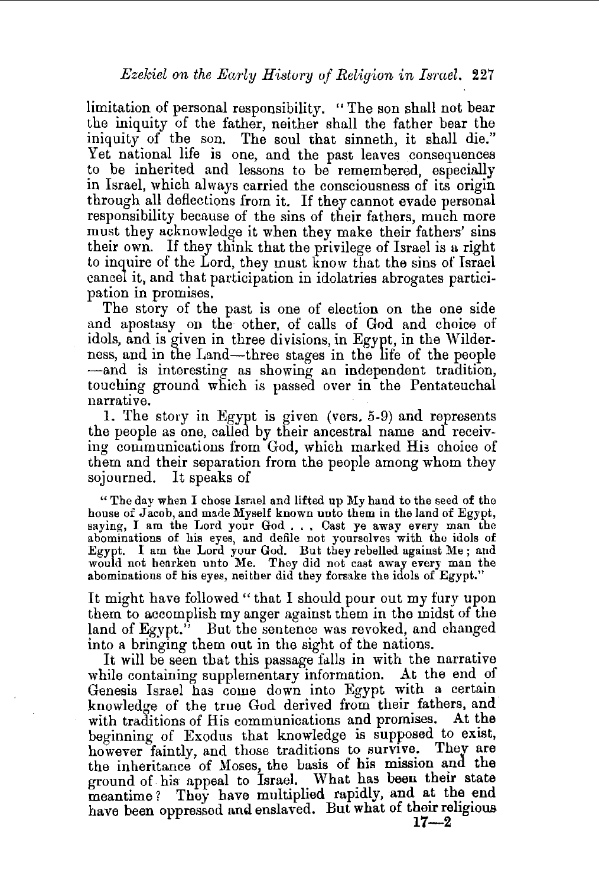limitation of personal responsibility. "The son shall not bear the iniquity of the father, neither shall the father bear the iniquity of the son. The soul that sinneth, it shall die." Yet national life is one, and the past leaves consequences to be inherited and lessons to be remembered, especially in Israel, which always carried the consciousness of its origin through all deflections from it. If they cannot evade personal responsibility because of the sins of their fathers, much more must they acknowledge it when they make their fathers' sins their own. If they think that the privilege of Israel is a right to inquire of the Lord, they must know that the sins of Israel cancel it, and that participation in idolatries abrogates participation in promises.

The story of the past is one of election on the one side and apostasy on the other, of calls of God and choice of idols, and is given in three divisions, in Egypt, in the Wilderness, and in the Land—three stages in the life of the people —and is interesting as showing an independent tradition, touching ground which is passed over in the Pentateuchal narrative.

1. The story in Egypt is given (vers. 5-9) and represents the people as one, called by their ancestral name and receiving communications from God, which marked His choice of them and their separation from the people among whom they sojourned. It speaks of

> "The day when I chose Israel and lifted up My hand to the seed of the house of Jacob, and made Myself known unto them in the land of Egypt, saying, I am the Lord your God . . . Cast ye away every man the abominations of his eyes, and defile not yourselves with the idols of Egypt. I am the Lord your God. But they rebelled against Me; and would not hearken unto Me. They did not cast away every man the abominations of his eyes, neither did they forsake the idols of Egypt."

It might have followed "that I should pour out my fury upon them to accomplish my anger against them in the midst of the land of Egypt." But the sentence was revoked, and changed into a bringing them out in the sight of the nations.

It will be seen that this passage falls in with the narrative while containing supplementary information. At the end of Genesis Israel has come down into Egypt with a certain knowledge of the true God derived from their fathers, and with traditions of His communications and promises. At the beginning of Exodus that knowledge is supposed to exist, however faintly, and those traditions to survive. They are the inheritance of Moses, the basis of his mission and the ground of his appeal to Israel. What has been their state meantime? They have multiplied rapidly, and at the end have been oppressed and enslaved. But what of their religious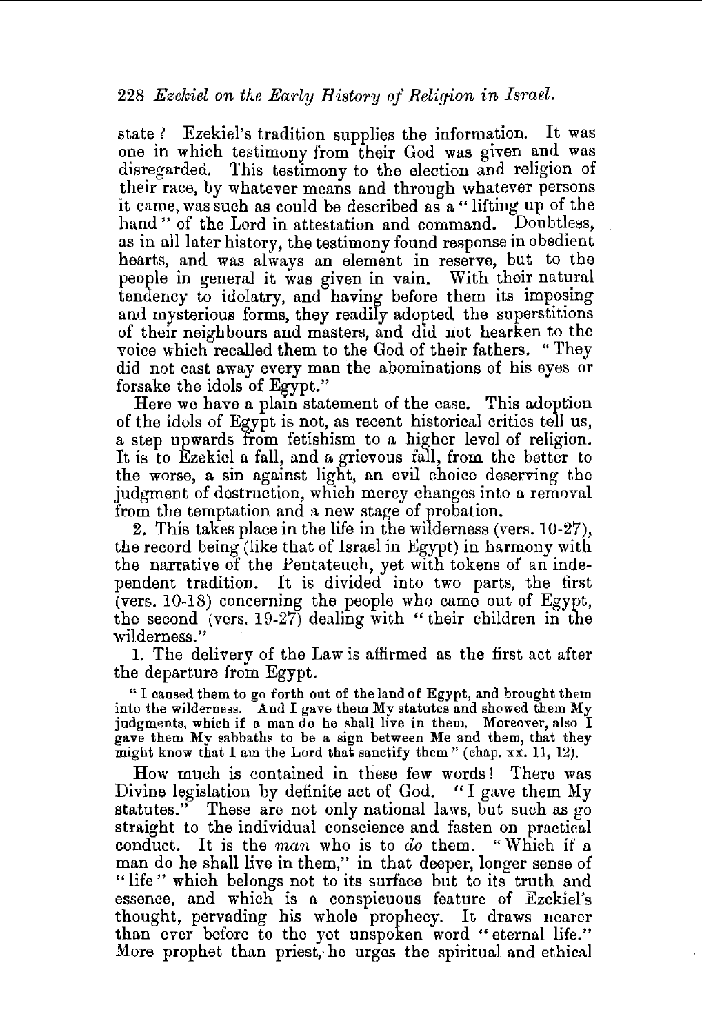state? Ezekiel's tradition supplies the information. It was one in which testimony from their God was given and was disregarded. This testimony to the election and religion of their race, by whatever means and through whatever persons it came, was such as could be described as a "lifting up of the hand" of the Lord in attestation and command. Doubtless, as in all later history, the testimony found response in obedient hearts, and was always an element in reserve, but to the people in general it was given in vain. With their natural tendency to idolatry, and having before them its imposing and mysterious forms, they readily adopted the superstitions of their neighbours and masters, and did not hearken to the voice which recalled them to the God of their fathers. "They did not cast away every man the abominations of his eyes or forsake the idols of Egypt."

Here we have a plain statement of the case. This adoption of the idols of Egypt is not, as recent historical critics tell us, a step upwards from fetishism to a higher level of religion. It is to Ezekiel a fall, and a grievous fall, from the better to the worse, a sin against light, an evil choice deserving the judgment of destruction, which mercy changes into a removal from the temptation and a new stage of probation.

2. This takes place in the life in the wilderness (vers. 10-27), the record being (like that of Israel in Egypt) in harmony with the narrative of the Pentateuch, yet with tokens of an independent tradition. It is divided into two parts, the first (vers. 10-18) concerning the people who came out of Egypt, the second (vers. 19-27) dealing with "their children in the wilderness."

1. The delivery of the Law is affirmed as the first act after the departure from Egypt.

> "I caused them to go forth out of the land of Egypt, and brought them into the wilderness. And I gave them My statutes and showed them My judgments, which if a man do he shall live in them. Moreover, also I gave them My sabbaths to be a sign between Me and them, that they might know that I am the Lord that sanctify them" (chap. xx. 11, 12).

How much is contained in these few words! There was Divine legislation by definite act of God. "I gave them My statutes." These are not only national laws, but such as go straight to the individual conscience and fasten on practical conduct. It is the *man* who is to *do* them. "Which if a man do he shall live in them," in that deeper, longer sense of "life" which belongs not to its surface but to its truth and essence, and which is a conspicuous feature of Ezekiel's thought, pervading his whole prophecy. It draws nearer than ever before to the yet unspoken word "eternal life." More prophet than priest, he urges the spiritual and ethical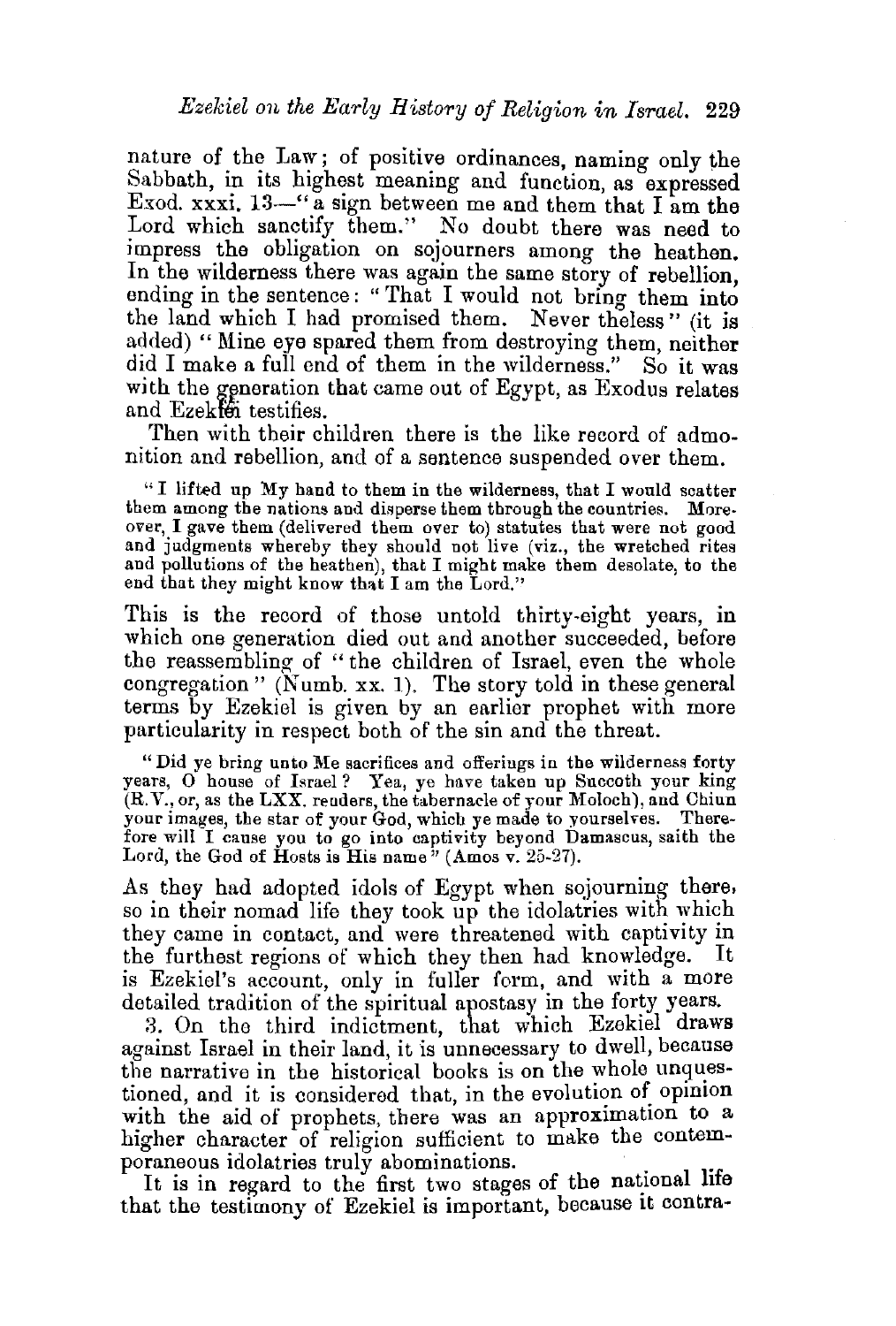nature of the Law; of positive ordinances, naming only the Sabbath, in its highest meaning and function, as expressed Exod. xxxi. 13—"a sign between me and them that I am the Lord which sanctify them." No doubt there was need to impress the obligation on sojourners among the heathen. In the wilderness there was again the same story of rebellion, ending in the sentence: "That I would not bring them into the land which I had promised them. Never theless" (it is added) "Mine eye spared them from destroying them, neither did I make a full end of them in the wilderness." So it was with the generation that came out of Egypt, as Exodus relates and Ezekiel testifies.

Then with their children there is the like record of admonition and rebellion, and of a sentence suspended over them.

> "I lifted up My hand to them in the wilderness, that I would scatter them among the nations and disperse them through the countries. Moreover, I gave them (delivered them over to) statutes that were not good and judgments whereby they should not live (viz., the wretched rites and pollutions of the heathen), that I might make them desolate, to the end that they might know that I am the Lord."

This is the record of those untold thirty-eight years, in which one generation died out and another succeeded, before the reassembling of "the children of Israel, even the whole congregation" (Numb. xx. 1). The story told in these general terms by Ezekiel is given by an earlier prophet with more particularity in respect both of the sin and the threat.

> "Did ye bring unto Me sacrifices and offerings in the wilderness forty years, O house of Israel? Yea, ye have taken up Succoth your king (R.V., or, as the LXX. renders, the tabernacle of your Moloch), and Chiun your images, the star of your God, which ye made to yourselves. Therefore will I cause you to go into captivity beyond Damascus, saith the Lord, the God of Hosts is His name" (Amos v. 25-27).

As they had adopted idols of Egypt when sojourning there, so in their nomad life they took up the idolatries with which they came in contact, and were threatened with captivity in the furthest regions of which they then had knowledge. It is Ezekiel's account, only in fuller form, and with a more detailed tradition of the spiritual apostasy in the forty years.

3. On the third indictment, that which Ezekiel draws against Israel in their land, it is unnecessary to dwell, because the narrative in the historical books is on the whole unquestioned, and it is considered that, in the evolution of opinion with the aid of prophets, there was an approximation to a higher character of religion sufficient to make the contemporaneous idolatries truly abominations.

It is in regard to the first two stages of the national life that the testimony of Ezekiel is important, because it contra-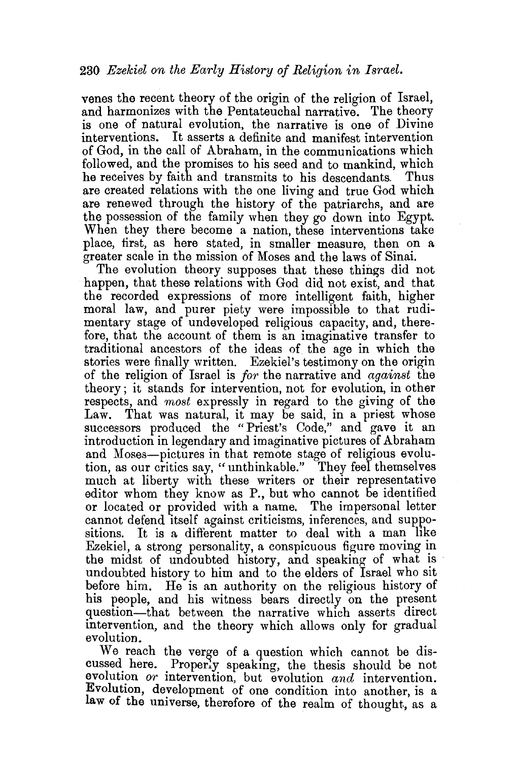venes the recent theory of the origin of the religion of Israel, and harmonizes with the Pentateuchal narrative. The theory is one of natural evolution, the narrative is one of Divine interventions. It asserts a definite and manifest intervention of God, in the call of Abraham, in the communications which followed, and the promises to his seed and to mankind, which he receives by faith and transmits to his descendants. Thus are created relations with the one living and true God which are renewed through the history of the patriarchs, and are the possession of the family when they go down into Egypt. When they there become a nation, these interventions take place, first, as here stated, in smaller measure, then on a greater scale in the mission of Moses and the laws of Sinai.

The evolution theory supposes that these things did not happen, that these relations with God did not exist, and that the recorded expressions of more intelligent faith, higher moral law, and purer piety were impossible to that rudimentary stage of undeveloped religious capacity, and, therefore, that the account of them is an imaginative transfer to traditional ancestors of the ideas of the age in which the stories were finally written. Ezekiel's testimony on the origin of the religion of Israel is *for* the narrative and *against* the theory; it stands for intervention, not for evolution, in other respects, and *most* expressly in regard to the giving of the Law. That was natural, it may be said, in a priest whose successors produced the "Priest's Code," and gave it an introduction in legendary and imaginative pictures of Abraham and Moses—pictures in that remote stage of religious evolution, as our critics say, "unthinkable." They feel themselves much at liberty with these writers or their representative editor whom they know as P., but who cannot be identified or located or provided with a name. The impersonal letter cannot defend itself against criticisms, inferences, and suppositions. It is a different matter to deal with a man like Ezekiel, a strong personality, a conspicuous figure moving in the midst of undoubted history, and speaking of what is undoubted history to him and to the elders of Israel who sit before him. He is an authority on the religious history of his people, and his witness bears directly on the present question—that between the narrative which asserts direct intervention, and the theory which allows only for gradual evolution.

We reach the verge of a question which cannot be discussed here. Properly speaking, the thesis should be not evolution *or* intervention, but evolution *and* intervention. Evolution, development of one condition into another, is a law of the universe, therefore of the realm of thought, as a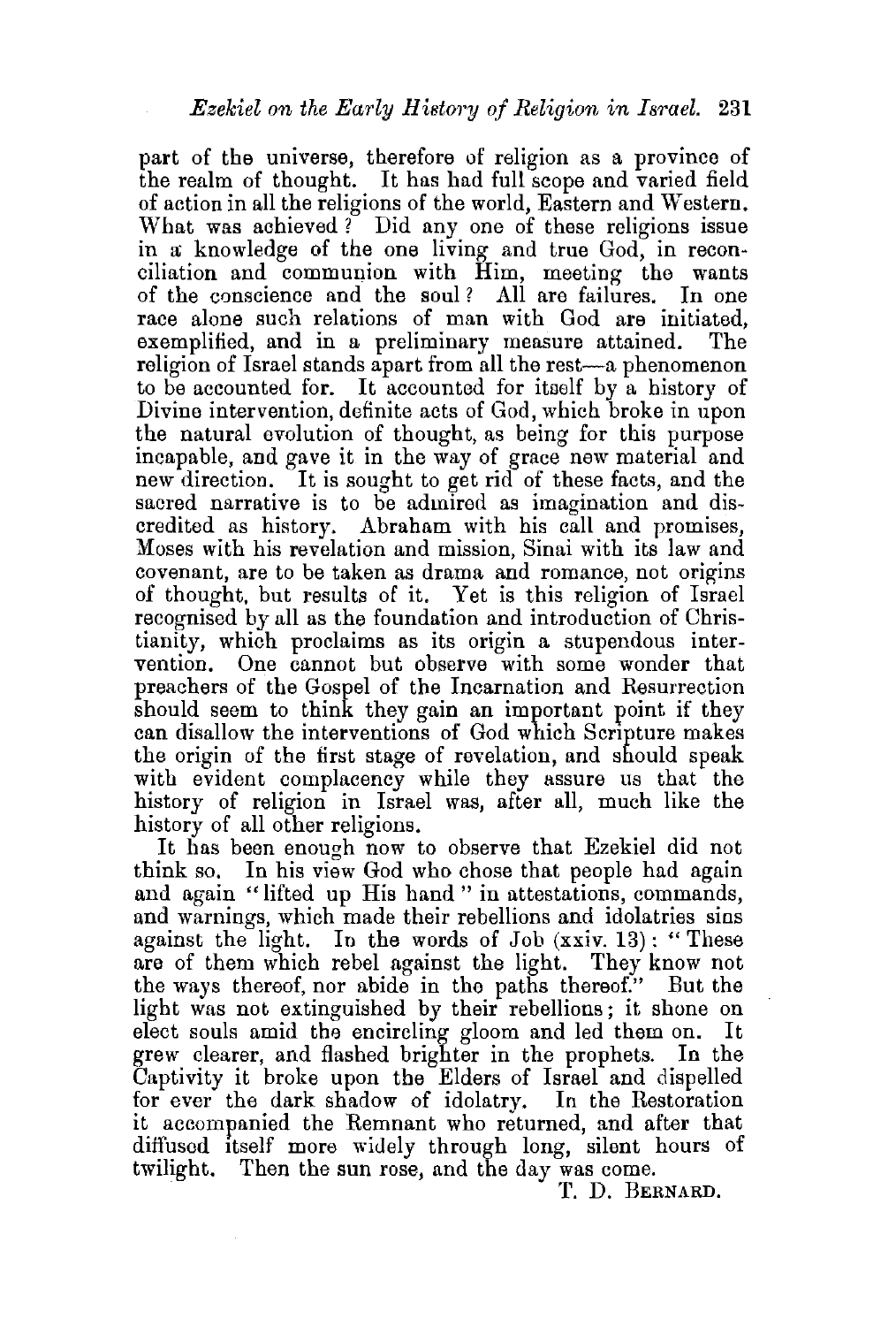part of the universe, therefore of religion as a province of the realm of thought. It has had full scope and varied field of action in all the religions of the world, Eastern and Western. What was achieved? Did any one of these religions issue in a knowledge of the one living and true God, in reconciliation and communion with Him, meeting the wants of the conscience and the soul? All are failures. In one race alone such relations of man with God are initiated, exemplified, and in a preliminary measure attained. The religion of Israel stands apart from all the rest—a phenomenon to be accounted for. It accounted for itself by a history of Divine intervention, definite acts of God, which broke in upon the natural evolution of thought, as being for this purpose incapable, and gave it in the way of grace new material and new direction. It is sought to get rid of these facts, and the sacred narrative is to be admired as imagination and discredited as history. Abraham with his call and promises, Moses with his revelation and mission, Sinai with its law and covenant, are to be taken as drama and romance, not origins of thought, but results of it. Yet is this religion of Israel recognised by all as the foundation and introduction of Christianity, which proclaims as its origin a stupendous intervention. One cannot but observe with some wonder that preachers of the Gospel of the Incarnation and Resurrection should seem to think they gain an important point if they can disallow the interventions of God which Scripture makes the origin of the first stage of revelation, and should speak with evident complacency while they assure us that the history of religion in Israel was, after all, much like the history of all other religions.

It has been enough now to observe that Ezekiel did not think so. In his view God who chose that people had again and again "lifted up His hand" in attestations, commands, and warnings, which made their rebellions and idolatries sins against the light. In the words of Job (xxiv. 13): "These are of them which rebel against the light. They know not the ways thereof, nor abide in the paths thereof." But the light was not extinguished by their rebellions; it shone on elect souls amid the encircling gloom and led them on. It grew clearer, and flashed brighter in the prophets. In the Captivity it broke upon the Elders of Israel and dispelled for ever the dark shadow of idolatry. In the Restoration it accompanied the Remnant who returned, and after that diffused itself more widely through long, silent hours of twilight. Then the sun rose, and the day was come.

T. D. BERNARD.